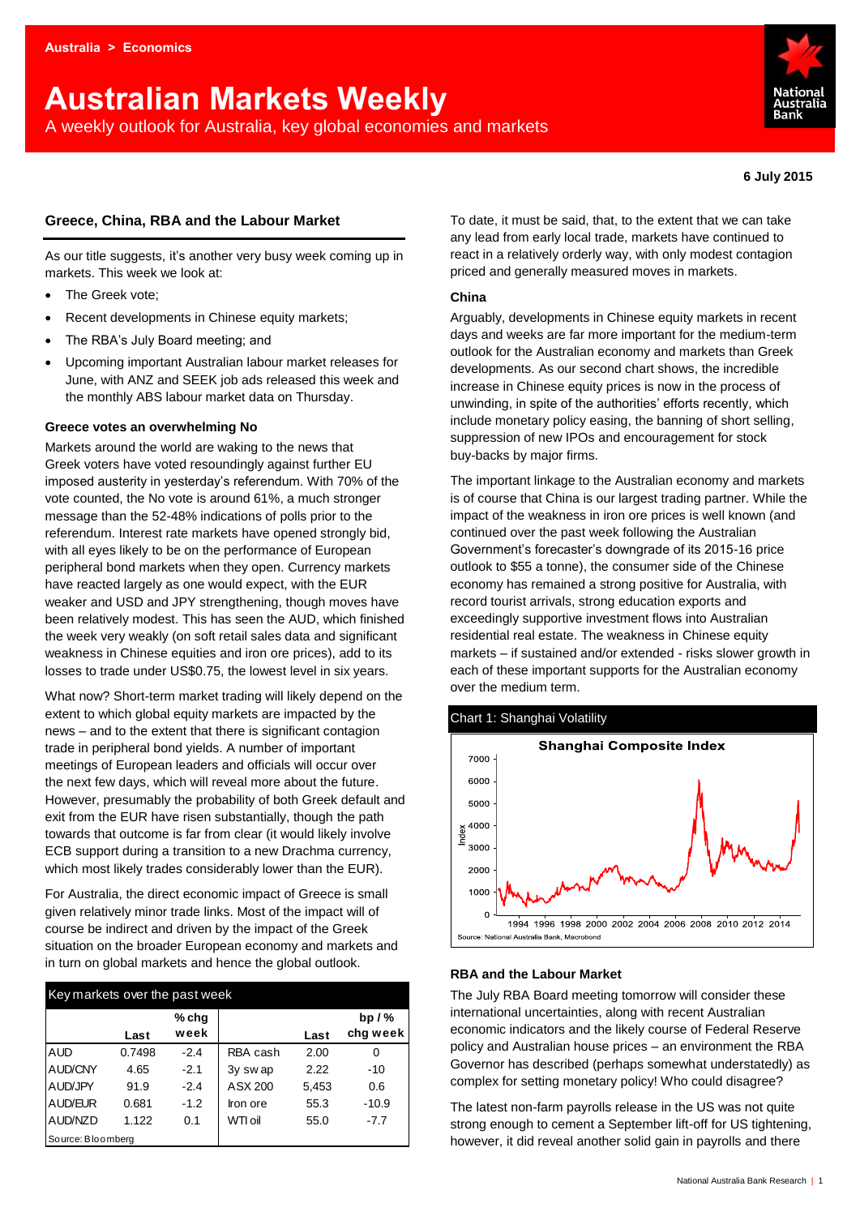Australia > Economics

# Australian Markets Weekly

A weekly outlook for Australia, key global economies and markets

**6 July 2015**

## Greece, China, RBA and the Labour Market

As our title suggests, it's another very busy week coming up in markets. This week we look at:

- The Greek vote;
- Recent developments in Chinese equity markets;
- The RBA's July Board meeting; and
- Upcoming important Australian labour market releases for June, with ANZ and SEEK job ads released this week and the monthly ABS labour market data on Thursday.

### Greece votes an overwhelming No

Markets around the world are waking to the news that Greek voters have voted resoundingly against further EU imposed austerity in yesterday's referendum. With 70% of the vote counted, the No vote is around 61%, a much stronger message than the 52-48% indications of polls prior to the referendum. Interest rate markets have opened strongly bid, with all eyes likely to be on the performance of European peripheral bond markets when they open. Currency markets have reacted largely as one would expect, with the EUR weaker and USD and JPY strengthening, though moves have been relatively modest. This has seen the AUD, which finished the week very weakly (on soft retail sales data and significant weakness in Chinese equities and iron ore prices), add to its losses to trade under US$0.75, the lowest level in six years.

What now? Short-term market trading will likely depend on the extent to which global equity markets are impacted by the news – and to the extent that there is significant contagion trade in peripheral bond yields. A number of important meetings of European leaders and officials will occur over the next few days, which will reveal more about the future. However, presumably the probability of both Greek default and exit from the EUR have risen substantially, though the path towards that outcome is far from clear (it would likely involve ECB support during a transition to a new Drachma currency, which most likely trades considerably lower than the EUR).

For Australia, the direct economic impact of Greece is small given relatively minor trade links. Most of the impact will of course be indirect and driven by the impact of the Greek situation on the broader European economy and markets and in turn on global markets and hence the global outlook.

| Key markets over the past week | | | | | |
|---|---|---|---|---|---|
| | Last | % chg week | | Last | bp / % chg week |
| AUD | 0.7498 | -2.4 | RBA cash | 2.00 | 0 |
| AUD/CNY | 4.65 | -2.1 | 3y swap | 2.22 | -10 |
| AUD/JPY | 91.9 | -2.4 | ASX 200 | 5,453 | 0.6 |
| AUD/EUR | 0.681 | -1.2 | Iron ore | 55.3 | -10.9 |
| AUD/NZD | 1.122 | 0.1 | WTI oil | 55.0 | -7.7 |

Source: Bloomberg

To date, it must be said, that, to the extent that we can take any lead from early local trade, markets have continued to react in a relatively orderly way, with only modest contagion priced and generally measured moves in markets.

### China

Arguably, developments in Chinese equity markets in recent days and weeks are far more important for the medium-term outlook for the Australian economy and markets than Greek developments. As our second chart shows, the incredible increase in Chinese equity prices is now in the process of unwinding, in spite of the authorities' efforts recently, which include monetary policy easing, the banning of short selling, suppression of new IPOs and encouragement for stock buy-backs by major firms.

The important linkage to the Australian economy and markets is of course that China is our largest trading partner. While the impact of the weakness in iron ore prices is well known (and continued over the past week following the Australian Government's forecaster's downgrade of its 2015-16 price outlook to $55 a tonne), the consumer side of the Chinese economy has remained a strong positive for Australia, with record tourist arrivals, strong education exports and exceedingly supportive investment flows into Australian residential real estate. The weakness in Chinese equity markets – if sustained and/or extended - risks slower growth in each of these important supports for the Australian economy over the medium term.

Chart 1: Shanghai Volatility

Shanghai Composite Index

Source: National Australia Bank, Macrobond

### RBA and the Labour Market

The July RBA Board meeting tomorrow will consider these international uncertainties, along with recent Australian economic indicators and the likely course of Federal Reserve policy and Australian house prices – an environment the RBA Governor has described (perhaps somewhat understatedly) as complex for setting monetary policy! Who could disagree?

The latest non-farm payrolls release in the US was not quite strong enough to cement a September lift-off for US tightening, however, it did reveal another solid gain in payrolls and there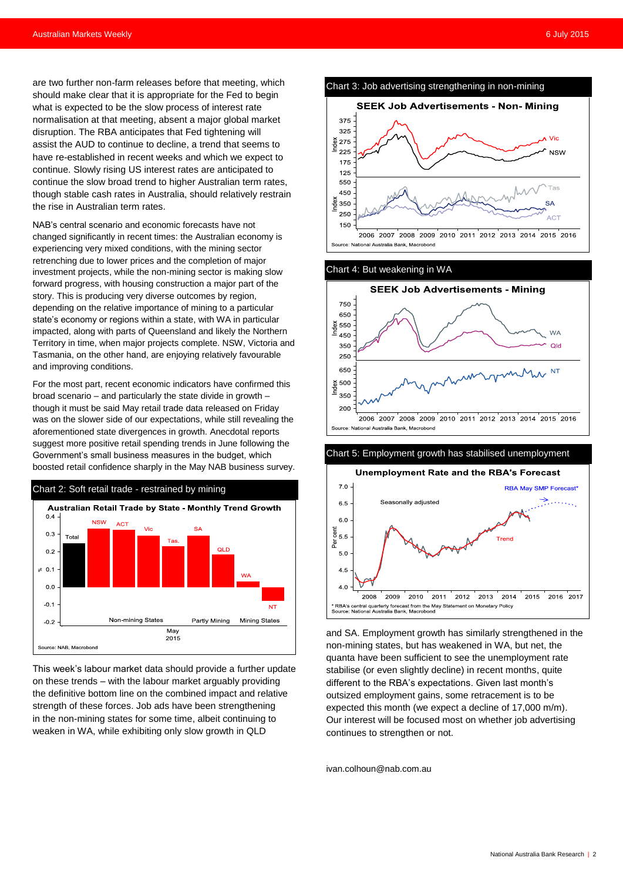are two further non-farm releases before that meeting, which should make clear that it is appropriate for the Fed to begin what is expected to be the slow process of interest rate normalisation at that meeting, absent a major global market disruption. The RBA anticipates that Fed tightening will assist the AUD to continue to decline, a trend that seems to have re-established in recent weeks and which we expect to continue. Slowly rising US interest rates are anticipated to continue the slow broad trend to higher Australian term rates, though stable cash rates in Australia, should relatively restrain the rise in Australian term rates.

NAB's central scenario and economic forecasts have not changed significantly in recent times: the Australian economy is experiencing very mixed conditions, with the mining sector retrenching due to lower prices and the completion of major investment projects, while the non-mining sector is making slow forward progress, with housing construction a major part of the story. This is producing very diverse outcomes by region, depending on the relative importance of mining to a particular state's economy or regions within a state, with WA in particular impacted, along with parts of Queensland and likely the Northern Territory in time, when major projects complete. NSW, Victoria and Tasmania, on the other hand, are enjoying relatively favourable and improving conditions.

For the most part, recent economic indicators have confirmed this broad scenario – and particularly the state divide in growth – though it must be said May retail trade data released on Friday was on the slower side of our expectations, while still revealing the aforementioned state divergences in growth. Anecdotal reports suggest more positive retail spending trends in June following the Government's small business measures in the budget, which boosted retail confidence sharply in the May NAB business survey.

Chart 2: Soft retail trade - restrained by mining

Chart 3: Job advertising strengthening in non-mining

Chart 4: But weakening in WA

Chart 5: Employment growth has stabilised unemployment

This week's labour market data should provide a further update on these trends – with the labour market arguably providing the definitive bottom line on the combined impact and relative strength of these forces. Job ads have been strengthening in the non-mining states for some time, albeit continuing to weaken in WA, while exhibiting only slow growth in QLD and SA. Employment growth has similarly strengthened in the non-mining states, but has weakened in WA, but net, the quanta have been sufficient to see the unemployment rate stabilise (or even slightly decline) in recent months, quite different to the RBA's expectations. Given last month's outsized employment gains, some retracement is to be expected this month (we expect a decline of 17,000 m/m). Our interest will be focused most on whether job advertising continues to strengthen or not.

ivan.colhoun@nab.com.au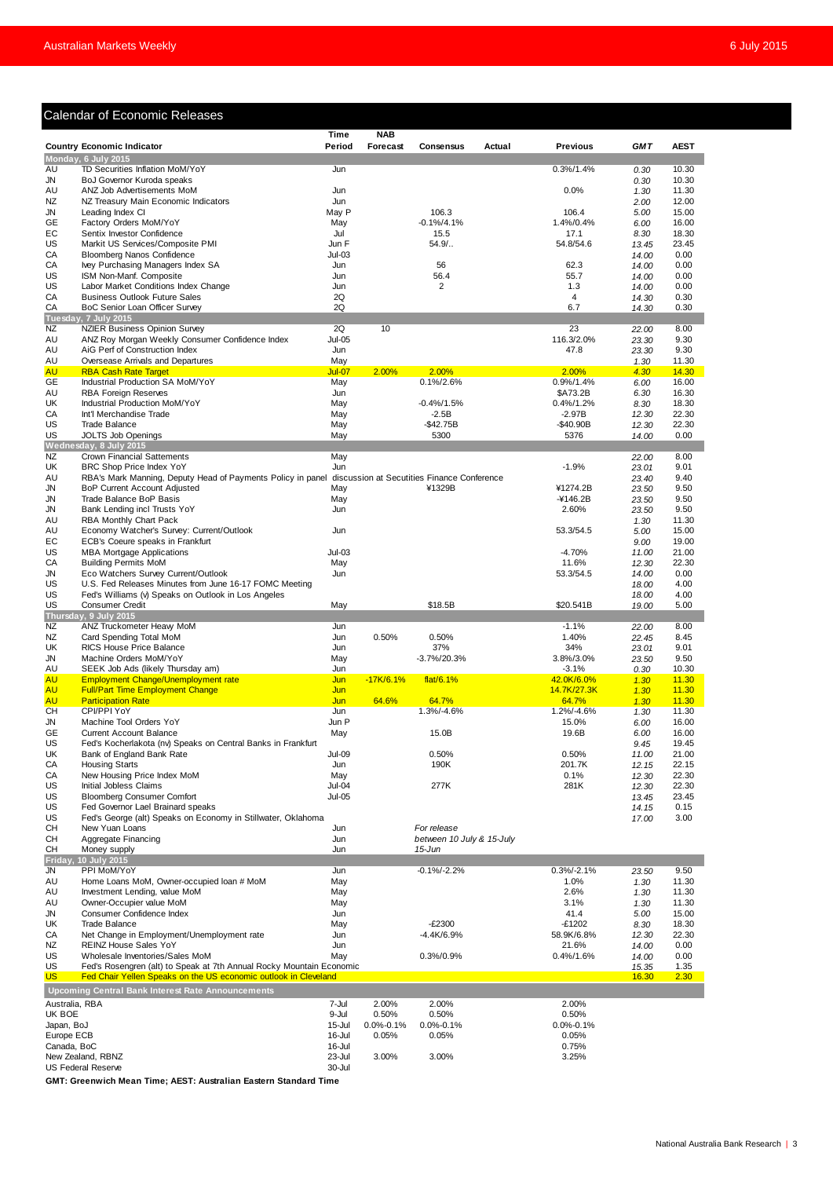## Calendar of Economic Releases

| Country | Economic Indicator | Time Period | NAB Forecast | Consensus | Actual | Previous | GMT | AEST |
|---|---|---|---|---|---|---|---|---|
| **Monday, 6 July 2015** | | | | | | | | |
| AU | TD Securities Inflation MoM/YoY | Jun | | | | 0.3%/1.4% | 0.30 | 10.30 |
| JN | BoJ Governor Kuroda speaks | | | | | | 0.30 | 10.30 |
| AU | ANZ Job Advertisements MoM | Jun | | | | 0.0% | 1.30 | 11.30 |
| NZ | NZ Treasury Main Economic Indicators | Jun | | | | | 2.00 | 12.00 |
| JN | Leading Index CI | May P | | 106.3 | | 106.4 | 5.00 | 15.00 |
| GE | Factory Orders MoM/YoY | May | | -0.1%/4.1% | | 1.4%/0.4% | 6.00 | 16.00 |
| EC | Sentix Investor Confidence | Jul | | 15.5 | | 17.1 | 8.30 | 18.30 |
| US | Markit US Services/Composite PMI | Jun F | | 54.9/.. | | 54.8/54.6 | 13.45 | 23.45 |
| CA | Bloomberg Nanos Confidence | Jul-03 | | | | | 14.00 | 0.00 |
| CA | Ivey Purchasing Managers Index SA | Jun | | 56 | | 62.3 | 14.00 | 0.00 |
| US | ISM Non-Manf. Composite | Jun | | 56.4 | | 55.7 | 14.00 | 0.00 |
| US | Labor Market Conditions Index Change | Jun | | 2 | | 1.3 | 14.00 | 0.00 |
| CA | Business Outlook Future Sales | 2Q | | | | 4 | 14.30 | 0.30 |
| CA | BoC Senior Loan Officer Survey | 2Q | | | | 6.7 | 14.30 | 0.30 |
| **Tuesday, 7 July 2015** | | | | | | | | |
| NZ | NZIER Business Opinion Survey | 2Q | 10 | | | 23 | 22.00 | 8.00 |
| AU | ANZ Roy Morgan Weekly Consumer Confidence Index | Jul-05 | | | | 116.3/2.0% | 23.30 | 9.30 |
| AU | AiG Perf of Construction Index | Jun | | | | 47.8 | 23.30 | 9.30 |
| AU | Oversease Arrivals and Departures | May | | | | | 1.30 | 11.30 |
| AU | RBA Cash Rate Target | Jul-07 | 2.00% | 2.00% | | 2.00% | 4.30 | 14.30 |
| GE | Industrial Production SA MoM/YoY | May | | 0.1%/2.6% | | 0.9%/1.4% | 6.00 | 16.00 |
| AU | RBA Foreign Reserves | Jun | | | | $A73.2B | 6.30 | 16.30 |
| UK | Industrial Production MoM/YoY | May | | -0.4%/1.5% | | 0.4%/1.2% | 8.30 | 18.30 |
| CA | Int'l Merchandise Trade | May | | -2.5B | | -2.97B | 12.30 | 22.30 |
| US | Trade Balance | May | | -$42.75B | | -$40.90B | 12.30 | 22.30 |
| US | JOLTS Job Openings | May | | 5300 | | 5376 | 14.00 | 0.00 |
| **Wednesday, 8 July 2015** | | | | | | | | |
| NZ | Crown Financial Sattements | May | | | | | 22.00 | 8.00 |
| UK | BRC Shop Price Index YoY | Jun | | | | -1.9% | 23.01 | 9.01 |
| AU | RBA's Mark Manning, Deputy Head of Payments Policy in panel discussion at Secutities Finance Conference | | | | | | 23.40 | 9.40 |
| JN | BoP Current Account Adjusted | May | | ¥1329B | | ¥1274.2B | 23.50 | 9.50 |
| JN | Trade Balance BoP Basis | May | | | | -¥146.2B | 23.50 | 9.50 |
| JN | Bank Lending incl Trusts YoY | Jun | | | | 2.60% | 23.50 | 9.50 |
| AU | RBA Monthly Chart Pack | | | | | | 1.30 | 11.30 |
| AU | Economy Watcher's Survey: Current/Outlook | Jun | | | | 53.3/54.5 | 5.00 | 15.00 |
| EC | ECB's Coeure speaks in Frankfurt | | | | | | 9.00 | 19.00 |
| US | MBA Mortgage Applications | Jul-03 | | | | -4.70% | 11.00 | 21.00 |
| CA | Building Permits MoM | May | | | | 11.6% | 12.30 | 22.30 |
| JN | Eco Watchers Survey Current/Outlook | Jun | | | | 53.3/54.5 | 14.00 | 0.00 |
| US | U.S. Fed Releases Minutes from June 16-17 FOMC Meeting | | | | | | 18.00 | 4.00 |
| US | Fed's Williams (v) Speaks on Outlook in Los Angeles | | | | | | 18.00 | 4.00 |
| US | Consumer Credit | May | | $18.5B | | $20.541B | 19.00 | 5.00 |
| **Thursday, 9 July 2015** | | | | | | | | |
| NZ | ANZ Truckometer Heavy MoM | Jun | | | | -1.1% | 22.00 | 8.00 |
| NZ | Card Spending Total MoM | Jun | 0.50% | 0.50% | | 1.40% | 22.45 | 8.45 |
| UK | RICS House Price Balance | Jun | | 37% | | 34% | 23.01 | 9.01 |
| JN | Machine Orders MoM/YoY | May | | -3.7%/20.3% | | 3.8%/3.0% | 23.50 | 9.50 |
| AU | SEEK Job Ads (likely Thursday am) | Jun | | | | -3.1% | 0.30 | 10.30 |
| AU | Employment Change/Unemployment rate | Jun | -17K/6.1% | flat/6.1% | | 42.0K/6.0% | 1.30 | 11.30 |
| AU | Full/Part Time Employment Change | Jun | | | | 14.7K/27.3K | 1.30 | 11.30 |
| AU | Participation Rate | Jun | 64.6% | 64.7% | | 64.7% | 1.30 | 11.30 |
| CH | CPI/PPI YoY | Jun | | 1.3%/-4.6% | | 1.2%/-4.6% | 1.30 | 11.30 |
| JN | Machine Tool Orders YoY | Jun P | | | | 15.0% | 6.00 | 16.00 |
| GE | Current Account Balance | May | | 15.0B | | 19.6B | 6.00 | 16.00 |
| US | Fed's Kocherlakota (nv) Speaks on Central Banks in Frankfurt | | | | | | 9.45 | 19.45 |
| UK | Bank of England Bank Rate | Jul-09 | | 0.50% | | 0.50% | 11.00 | 21.00 |
| CA | Housing Starts | Jun | | 190K | | 201.7K | 12.15 | 22.15 |
| CA | New Housing Price Index MoM | May | | | | 0.1% | 12.30 | 22.30 |
| US | Initial Jobless Claims | Jul-04 | | 277K | | 281K | 12.30 | 22.30 |
| US | Bloomberg Consumer Comfort | Jul-05 | | | | | 13.45 | 23.45 |
| US | Fed Governor Lael Brainard speaks | | | | | | 14.15 | 0.15 |
| US | Fed's George (alt) Speaks on Economy in Stillwater, Oklahoma | | | | | | 17.00 | 3.00 |
| CH | New Yuan Loans | Jun | | *For release* | | | | |
| CH | Aggregate Financing | Jun | | *between 10 July & 15-July* | | | | |
| CH | Money supply | Jun | | *15-Jun* | | | | |
| **Friday, 10 July 2015** | | | | | | | | |
| JN | PPI MoM/YoY | Jun | | -0.1%/-2.2% | | 0.3%/-2.1% | 23.50 | 9.50 |
| AU | Home Loans MoM, Owner-occupied loan # MoM | May | | | | 1.0% | 1.30 | 11.30 |
| AU | Investment Lending, value MoM | May | | | | 2.6% | 1.30 | 11.30 |
| AU | Owner-Occupier value MoM | May | | | | 3.1% | 1.30 | 11.30 |
| JN | Consumer Confidence Index | Jun | | | | 41.4 | 5.00 | 15.00 |
| UK | Trade Balance | May | | -£2300 | | -£1202 | 8.30 | 18.30 |
| CA | Net Change in Employment/Unemployment rate | Jun | | -4.4K/6.9% | | 58.9K/6.8% | 12.30 | 22.30 |
| NZ | REINZ House Sales YoY | Jun | | | | 21.6% | 14.00 | 0.00 |
| US | Wholesale Inventories/Sales MoM | May | | 0.3%/0.9% | | 0.4%/1.6% | 14.00 | 0.00 |
| US | Fed's Rosengren (alt) to Speak at 7th Annual Rocky Mountain Economic | | | | | | 15.35 | 1.35 |
| US | Fed Chair Yellen Speaks on the US economic outlook in Cleveland | | | | | | 16.30 | 2.30 |

### Upcoming Central Bank Interest Rate Announcements

| Central Bank | Date | NAB Forecast | Consensus | Previous |
|---|---|---|---|---|
| Australia, RBA | 7-Jul | 2.00% | 2.00% | 2.00% |
| UK BOE | 9-Jul | 0.50% | 0.50% | 0.50% |
| Japan, BoJ | 15-Jul | 0.0%-0.1% | 0.0%-0.1% | 0.0%-0.1% |
| Europe ECB | 16-Jul | 0.05% | 0.05% | 0.05% |
| Canada, BoC | 16-Jul | | | 0.75% |
| New Zealand, RBNZ | 23-Jul | 3.00% | 3.00% | 3.25% |
| US Federal Reserve | 30-Jul | | | |

**GMT: Greenwich Mean Time; AEST: Australian Eastern Standard Time**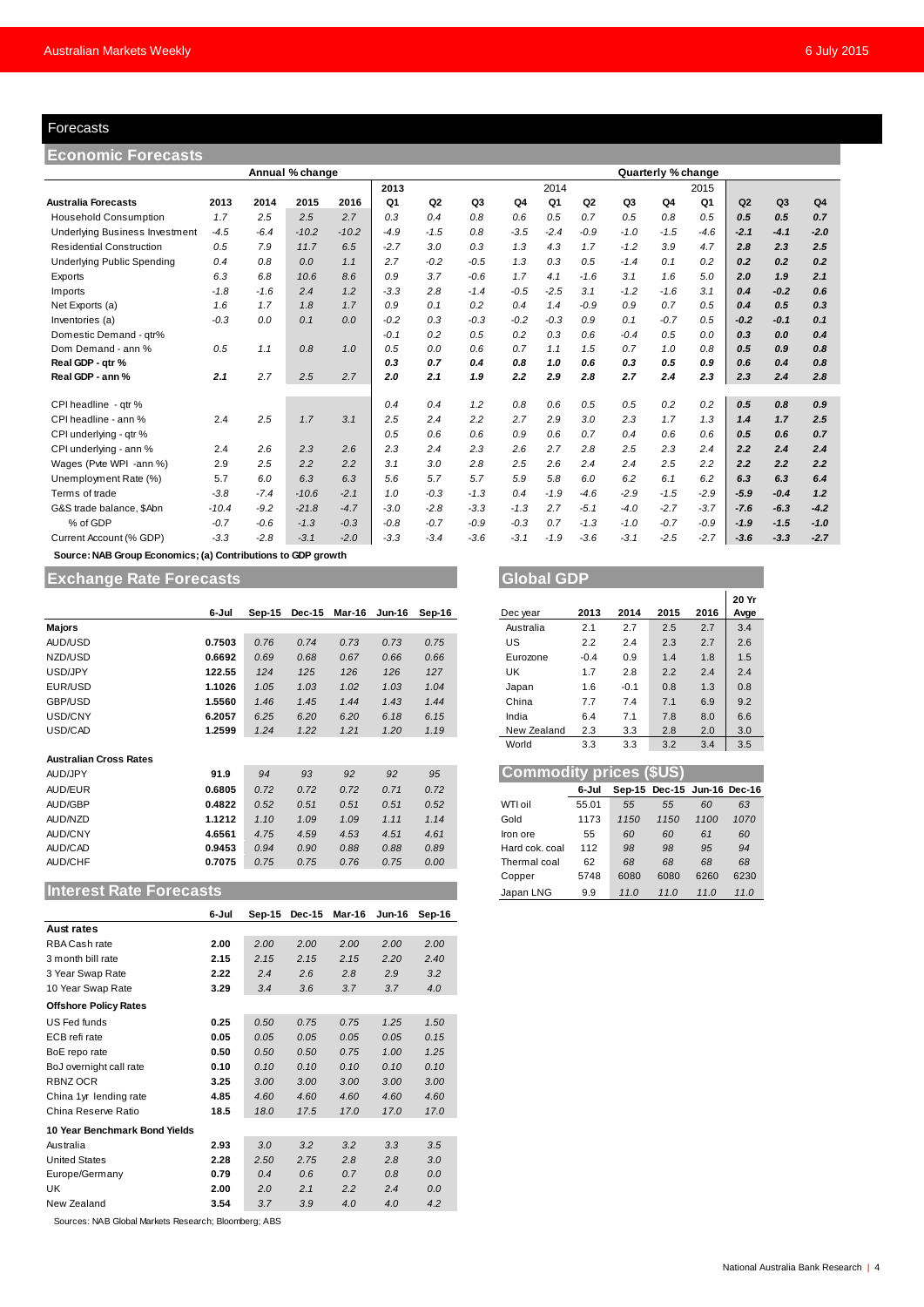## Forecasts

### Economic Forecasts

| Australia Forecasts | Annual % change 2013 | 2014 | 2015 | 2016 | Quarterly % change 2013 Q1 | Q2 | Q3 | Q4 | 2014 Q1 | Q2 | Q3 | Q4 | 2015 Q1 | Q2 | Q3 | Q4 |
|---|---|---|---|---|---|---|---|---|---|---|---|---|---|---|---|---|
| Household Consumption | 1.7 | 2.5 | 2.5 | 2.7 | 0.3 | 0.4 | 0.8 | 0.6 | 0.5 | 0.7 | 0.5 | 0.8 | 0.5 | 0.5 | 0.5 | 0.7 |
| Underlying Business Investment | -4.5 | -6.4 | -10.2 | -10.2 | -4.9 | -1.5 | 0.8 | -3.5 | -2.4 | -0.9 | -1.0 | -1.5 | -4.6 | -2.1 | -4.1 | -2.0 |
| Residential Construction | 0.5 | 7.9 | 11.7 | 6.5 | -2.7 | 3.0 | 0.3 | 1.3 | 4.3 | 1.7 | -1.2 | 3.9 | 4.7 | 2.8 | 2.3 | 2.5 |
| Underlying Public Spending | 0.4 | 0.8 | 0.0 | 1.1 | 2.7 | -0.2 | -0.5 | 1.3 | 0.3 | 0.5 | -1.4 | 0.1 | 0.2 | 0.2 | 0.2 | 0.2 |
| Exports | 6.3 | 6.8 | 10.6 | 8.6 | 0.9 | 3.7 | -0.6 | 1.7 | 4.1 | -1.6 | 3.1 | 1.6 | 5.0 | 2.0 | 1.9 | 2.1 |
| Imports | -1.8 | -1.6 | 2.4 | 1.2 | -3.3 | 2.8 | -1.4 | -0.5 | -2.5 | 3.1 | -1.2 | -1.6 | 3.1 | 0.4 | -0.2 | 0.6 |
| Net Exports (a) | 1.6 | 1.7 | 1.8 | 1.7 | 0.9 | 0.1 | 0.2 | 0.4 | 1.4 | -0.9 | 0.9 | 0.7 | 0.5 | 0.4 | 0.5 | 0.3 |
| Inventories (a) | -0.3 | 0.0 | 0.1 | 0.0 | -0.2 | 0.3 | -0.3 | -0.2 | -0.3 | 0.9 | 0.1 | -0.7 | 0.5 | -0.2 | -0.1 | 0.1 |
| Domestic Demand - qtr% | | | | | -0.1 | 0.2 | 0.5 | 0.2 | 0.3 | 0.6 | -0.4 | 0.5 | 0.0 | 0.3 | 0.0 | 0.4 |
| Dom Demand - ann % | 0.5 | 1.1 | 0.8 | 1.0 | 0.5 | 0.0 | 0.6 | 0.7 | 1.1 | 1.5 | 0.7 | 1.0 | 0.8 | 0.5 | 0.9 | 0.8 |
| **Real GDP - qtr %** | | | | | **0.3** | **0.7** | **0.4** | **0.8** | **1.0** | **0.6** | **0.3** | **0.5** | **0.9** | **0.6** | **0.4** | **0.8** |
| **Real GDP - ann %** | **2.1** | 2.7 | 2.5 | 2.7 | **2.0** | **2.1** | **1.9** | **2.2** | **2.9** | **2.8** | **2.7** | **2.4** | **2.3** | **2.3** | **2.4** | **2.8** |
| | | | | | | | | | | | | | | | | |
| CPI headline - qtr % | | | | | 0.4 | 0.4 | 1.2 | 0.8 | 0.6 | 0.5 | 0.5 | 0.2 | 0.2 | 0.5 | 0.8 | 0.9 |
| CPI headline - ann % | 2.4 | 2.5 | 1.7 | 3.1 | 2.5 | 2.4 | 2.2 | 2.7 | 2.9 | 3.0 | 2.3 | 1.7 | 1.3 | 1.4 | 1.7 | 2.5 |
| CPI underlying - qtr % | | | | | 0.5 | 0.6 | 0.6 | 0.9 | 0.6 | 0.7 | 0.4 | 0.6 | 0.6 | 0.5 | 0.6 | 0.7 |
| CPI underlying - ann % | 2.4 | 2.6 | 2.3 | 2.6 | 2.3 | 2.4 | 2.3 | 2.6 | 2.7 | 2.8 | 2.5 | 2.3 | 2.4 | 2.2 | 2.4 | 2.4 |
| Wages (Pvte WPI -ann %) | 2.9 | 2.5 | 2.2 | 2.2 | 3.1 | 3.0 | 2.8 | 2.5 | 2.6 | 2.4 | 2.4 | 2.5 | 2.2 | 2.2 | 2.2 | 2.2 |
| Unemployment Rate (%) | 5.7 | 6.0 | 6.3 | 6.3 | 5.6 | 5.7 | 5.7 | 5.9 | 5.8 | 6.0 | 6.2 | 6.1 | 6.2 | 6.3 | 6.3 | 6.4 |
| Terms of trade | -3.8 | -7.4 | -10.6 | -2.1 | 1.0 | -0.3 | -1.3 | 0.4 | -1.9 | -4.6 | -2.9 | -1.5 | -2.9 | -5.9 | -0.4 | 1.2 |
| G&S trade balance, $Abn | -10.4 | -9.2 | -21.8 | -4.7 | -3.0 | -2.8 | -3.3 | -1.3 | 2.7 | -5.1 | -4.0 | -2.7 | -3.7 | -7.6 | -6.3 | -4.2 |
| % of GDP | -0.7 | -0.6 | -1.3 | -0.3 | -0.8 | -0.7 | -0.9 | -0.3 | 0.7 | -1.3 | -1.0 | -0.7 | -0.9 | -1.9 | -1.5 | -1.0 |
| Current Account (% GDP) | -3.3 | -2.8 | -3.1 | -2.0 | -3.3 | -3.4 | -3.6 | -3.1 | -1.9 | -3.6 | -3.1 | -2.5 | -2.7 | -3.6 | -3.3 | -2.7 |

**Source: NAB Group Economics; (a) Contributions to GDP growth**

### Exchange Rate Forecasts

| | 6-Jul | Sep-15 | Dec-15 | Mar-16 | Jun-16 | Sep-16 |
|---|---|---|---|---|---|---|
| **Majors** | | | | | | |
| AUD/USD | **0.7503** | 0.76 | 0.74 | 0.73 | 0.73 | 0.75 |
| NZD/USD | **0.6692** | 0.69 | 0.68 | 0.67 | 0.66 | 0.66 |
| USD/JPY | **122.55** | 124 | 125 | 126 | 126 | 127 |
| EUR/USD | **1.1026** | 1.05 | 1.03 | 1.02 | 1.03 | 1.04 |
| GBP/USD | **1.5560** | 1.46 | 1.45 | 1.44 | 1.43 | 1.44 |
| USD/CNY | **6.2057** | 6.25 | 6.20 | 6.20 | 6.18 | 6.15 |
| USD/CAD | **1.2599** | 1.24 | 1.22 | 1.21 | 1.20 | 1.19 |
| **Australian Cross Rates** | | | | | | |
| AUD/JPY | **91.9** | 94 | 93 | 92 | 92 | 95 |
| AUD/EUR | **0.6805** | 0.72 | 0.72 | 0.72 | 0.71 | 0.72 |
| AUD/GBP | **0.4822** | 0.52 | 0.51 | 0.51 | 0.51 | 0.52 |
| AUD/NZD | **1.1212** | 1.10 | 1.09 | 1.09 | 1.11 | 1.14 |
| AUD/CNY | **4.6561** | 4.75 | 4.59 | 4.53 | 4.51 | 4.61 |
| AUD/CAD | **0.9453** | 0.94 | 0.90 | 0.88 | 0.88 | 0.89 |
| AUD/CHF | **0.7075** | 0.75 | 0.75 | 0.76 | 0.75 | 0.00 |

### Interest Rate Forecasts

| | 6-Jul | Sep-15 | Dec-15 | Mar-16 | Jun-16 | Sep-16 |
|---|---|---|---|---|---|---|
| **Aust rates** | | | | | | |
| RBA Cash rate | **2.00** | 2.00 | 2.00 | 2.00 | 2.00 | 2.00 |
| 3 month bill rate | **2.15** | 2.15 | 2.15 | 2.15 | 2.20 | 2.40 |
| 3 Year Swap Rate | **2.22** | 2.4 | 2.6 | 2.8 | 2.9 | 3.2 |
| 10 Year Swap Rate | **3.29** | 3.4 | 3.6 | 3.7 | 3.7 | 4.0 |
| **Offshore Policy Rates** | | | | | | |
| US Fed funds | **0.25** | 0.50 | 0.75 | 0.75 | 1.25 | 1.50 |
| ECB refi rate | **0.05** | 0.05 | 0.05 | 0.05 | 0.05 | 0.15 |
| BoE repo rate | **0.50** | 0.50 | 0.50 | 0.75 | 1.00 | 1.25 |
| BoJ overnight call rate | **0.10** | 0.10 | 0.10 | 0.10 | 0.10 | 0.10 |
| RBNZ OCR | **3.25** | 3.00 | 3.00 | 3.00 | 3.00 | 3.00 |
| China 1yr lending rate | **4.85** | 4.60 | 4.60 | 4.60 | 4.60 | 4.60 |
| China Reserve Ratio | **18.5** | 18.0 | 17.5 | 17.0 | 17.0 | 17.0 |
| **10 Year Benchmark Bond Yields** | | | | | | |
| Australia | **2.93** | 3.0 | 3.2 | 3.2 | 3.3 | 3.5 |
| United States | **2.28** | 2.50 | 2.75 | 2.8 | 2.8 | 3.0 |
| Europe/Germany | **0.79** | 0.4 | 0.6 | 0.7 | 0.8 | 0.0 |
| UK | **2.00** | 2.0 | 2.1 | 2.2 | 2.4 | 0.0 |
| New Zealand | **3.54** | 3.7 | 3.9 | 4.0 | 4.0 | 4.2 |

Sources: NAB Global Markets Research; Bloomberg; ABS

### Global GDP

| Dec year | 2013 | 2014 | 2015 | 2016 | 20 Yr Avge |
|---|---|---|---|---|---|
| Australia | 2.1 | 2.7 | 2.5 | 2.7 | 3.4 |
| US | 2.2 | 2.4 | 2.3 | 2.7 | 2.6 |
| Eurozone | -0.4 | 0.9 | 1.4 | 1.8 | 1.5 |
| UK | 1.7 | 2.8 | 2.2 | 2.4 | 2.4 |
| Japan | 1.6 | -0.1 | 0.8 | 1.3 | 0.8 |
| China | 7.7 | 7.4 | 7.1 | 6.9 | 9.2 |
| India | 6.4 | 7.1 | 7.8 | 8.0 | 6.6 |
| New Zealand | 2.3 | 3.3 | 2.8 | 2.0 | 3.0 |
| World | 3.3 | 3.3 | 3.2 | 3.4 | 3.5 |

### Commodity prices ($US)

| | 6-Jul | Sep-15 | Dec-15 | Jun-16 | Dec-16 |
|---|---|---|---|---|---|
| WTI oil | 55.01 | 55 | 55 | 60 | 63 |
| Gold | 1173 | 1150 | 1150 | 1100 | 1070 |
| Iron ore | 55 | 60 | 60 | 61 | 60 |
| Hard cok. coal | 112 | 98 | 98 | 95 | 94 |
| Thermal coal | 62 | 68 | 68 | 68 | 68 |
| Copper | 5748 | 6080 | 6080 | 6260 | 6230 |
| Japan LNG | 9.9 | 11.0 | 11.0 | 11.0 | 11.0 |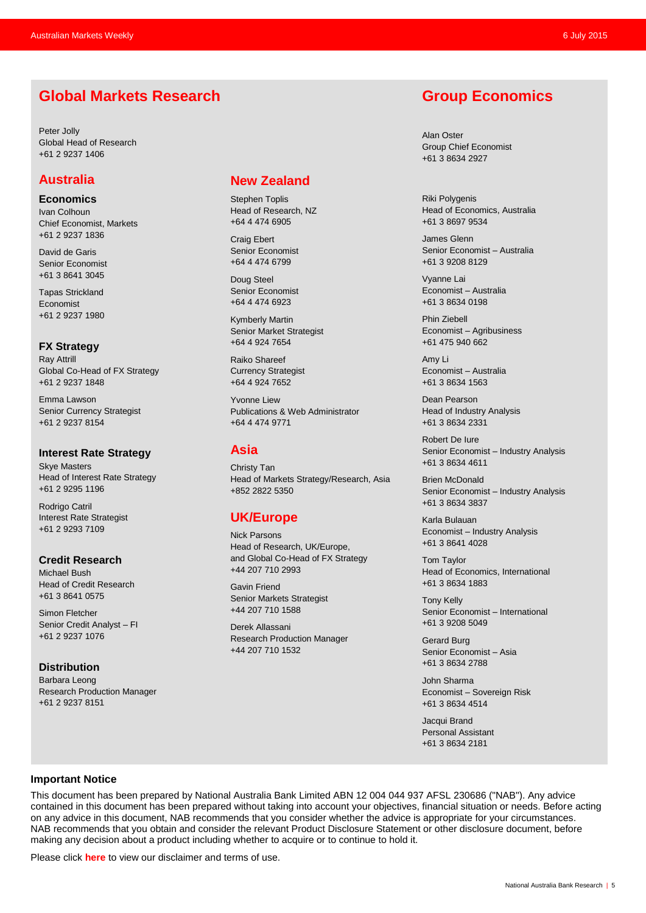## Global Markets Research

Peter Jolly
Global Head of Research
+61 2 9237 1406

### Australia

#### Economics

Ivan Colhoun
Chief Economist, Markets
+61 2 9237 1836

David de Garis
Senior Economist
+61 3 8641 3045

Tapas Strickland
Economist
+61 2 9237 1980

#### FX Strategy

Ray Attrill
Global Co-Head of FX Strategy
+61 2 9237 1848

Emma Lawson
Senior Currency Strategist
+61 2 9237 8154

#### Interest Rate Strategy

Skye Masters
Head of Interest Rate Strategy
+61 2 9295 1196

Rodrigo Catril
Interest Rate Strategist
+61 2 9293 7109

#### Credit Research

Michael Bush
Head of Credit Research
+61 3 8641 0575

Simon Fletcher
Senior Credit Analyst – FI
+61 2 9237 1076

#### Distribution

Barbara Leong
Research Production Manager
+61 2 9237 8151

### New Zealand

Stephen Toplis
Head of Research, NZ
+64 4 474 6905

Craig Ebert
Senior Economist
+64 4 474 6799

Doug Steel
Senior Economist
+64 4 474 6923

Kymberly Martin
Senior Market Strategist
+64 4 924 7654

Raiko Shareef
Currency Strategist
+64 4 924 7652

Yvonne Liew
Publications & Web Administrator
+64 4 474 9771

### Asia

Christy Tan
Head of Markets Strategy/Research, Asia
+852 2822 5350

### UK/Europe

Nick Parsons
Head of Research, UK/Europe,
and Global Co-Head of FX Strategy
+44 207 710 2993

Gavin Friend
Senior Markets Strategist
+44 207 710 1588

Derek Allassani
Research Production Manager
+44 207 710 1532

## Group Economics

Alan Oster
Group Chief Economist
+61 3 8634 2927

Riki Polygenis
Head of Economics, Australia
+61 3 8697 9534

James Glenn
Senior Economist – Australia
+61 3 9208 8129

Vyanne Lai
Economist – Australia
+61 3 8634 0198

Phin Ziebell
Economist – Agribusiness
+61 475 940 662

Amy Li
Economist – Australia
+61 3 8634 1563

Dean Pearson
Head of Industry Analysis
+61 3 8634 2331

Robert De Iure
Senior Economist – Industry Analysis
+61 3 8634 4611

Brien McDonald
Senior Economist – Industry Analysis
+61 3 8634 3837

Karla Bulauan
Economist – Industry Analysis
+61 3 8641 4028

Tom Taylor
Head of Economics, International
+61 3 8634 1883

Tony Kelly
Senior Economist – International
+61 3 9208 5049

Gerard Burg
Senior Economist – Asia
+61 3 8634 2788

John Sharma
Economist – Sovereign Risk
+61 3 8634 4514

Jacqui Brand
Personal Assistant
+61 3 8634 2181

**Important Notice**

This document has been prepared by National Australia Bank Limited ABN 12 004 044 937 AFSL 230686 ("NAB"). Any advice contained in this document has been prepared without taking into account your objectives, financial situation or needs. Before acting on any advice in this document, NAB recommends that you consider whether the advice is appropriate for your circumstances. NAB recommends that you obtain and consider the relevant Product Disclosure Statement or other disclosure document, before making any decision about a product including whether to acquire or to continue to hold it.

Please click **here** to view our disclaimer and terms of use.